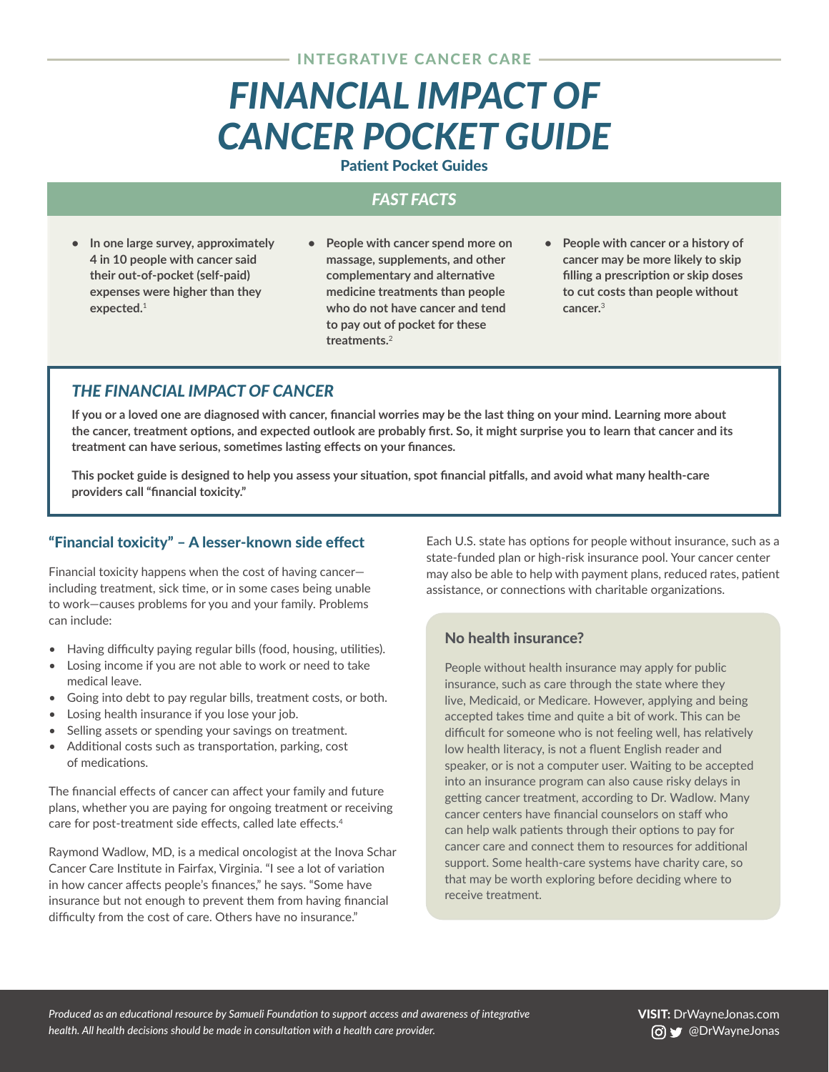INTEGRATIVE CANCER CARE

# FINANCIAL IMPACT OF CANCER POCKET GUIDE

**Patient Pocket Guides**

## FAST FACTS

- **In one large survey, approximately 4 in 10 people with cancer said their out-of-pocket (self-paid) expenses were higher than they expected.**[1]
- **People with cancer spend more on massage, supplements, and other complementary and alternative medicine treatments than people who do not have cancer and tend to pay out of pocket for these treatments.**[2]
- **People with cancer or a history of cancer may be more likely to skip filling a prescription or skip doses to cut costs than people without cancer.**[3]

## THE FINANCIAL IMPACT OF CANCER

**If you or a loved one are diagnosed with cancer, financial worries may be the last thing on your mind. Learning more about the cancer, treatment options, and expected outlook are probably first. So, it might surprise you to learn that cancer and its treatment can have serious, sometimes lasting effects on your finances.**

**This pocket guide is designed to help you assess your situation, spot financial pitfalls, and avoid what many health-care providers call "financial toxicity."**

### "Financial toxicity" – A lesser-known side effect

Financial toxicity happens when the cost of having cancer—including treatment, sick time, or in some cases being unable to work—causes problems for you and your family. Problems can include:

- Having difficulty paying regular bills (food, housing, utilities).
- Losing income if you are not able to work or need to take medical leave.
- Going into debt to pay regular bills, treatment costs, or both.
- Losing health insurance if you lose your job.
- Selling assets or spending your savings on treatment.
- Additional costs such as transportation, parking, cost of medications.

The financial effects of cancer can affect your family and future plans, whether you are paying for ongoing treatment or receiving care for post-treatment side effects, called late effects.[4]

Raymond Wadlow, MD, is a medical oncologist at the Inova Schar Cancer Care Institute in Fairfax, Virginia. "I see a lot of variation in how cancer affects people's finances," he says. "Some have insurance but not enough to prevent them from having financial difficulty from the cost of care. Others have no insurance."

Each U.S. state has options for people without insurance, such as a state-funded plan or high-risk insurance pool. Your cancer center may also be able to help with payment plans, reduced rates, patient assistance, or connections with charitable organizations.

### No health insurance?

People without health insurance may apply for public insurance, such as care through the state where they live, Medicaid, or Medicare. However, applying and being accepted takes time and quite a bit of work. This can be difficult for someone who is not feeling well, has relatively low health literacy, is not a fluent English reader and speaker, or is not a computer user. Waiting to be accepted into an insurance program can also cause risky delays in getting cancer treatment, according to Dr. Wadlow. Many cancer centers have financial counselors on staff who can help walk patients through their options to pay for cancer care and connect them to resources for additional support. Some health-care systems have charity care, so that may be worth exploring before deciding where to receive treatment.

*Produced as an educational resource by Samueli Foundation to support access and awareness of integrative health. All health decisions should be made in consultation with a health care provider.*

**VISIT:** DrWayneJonas.com
@DrWayneJonas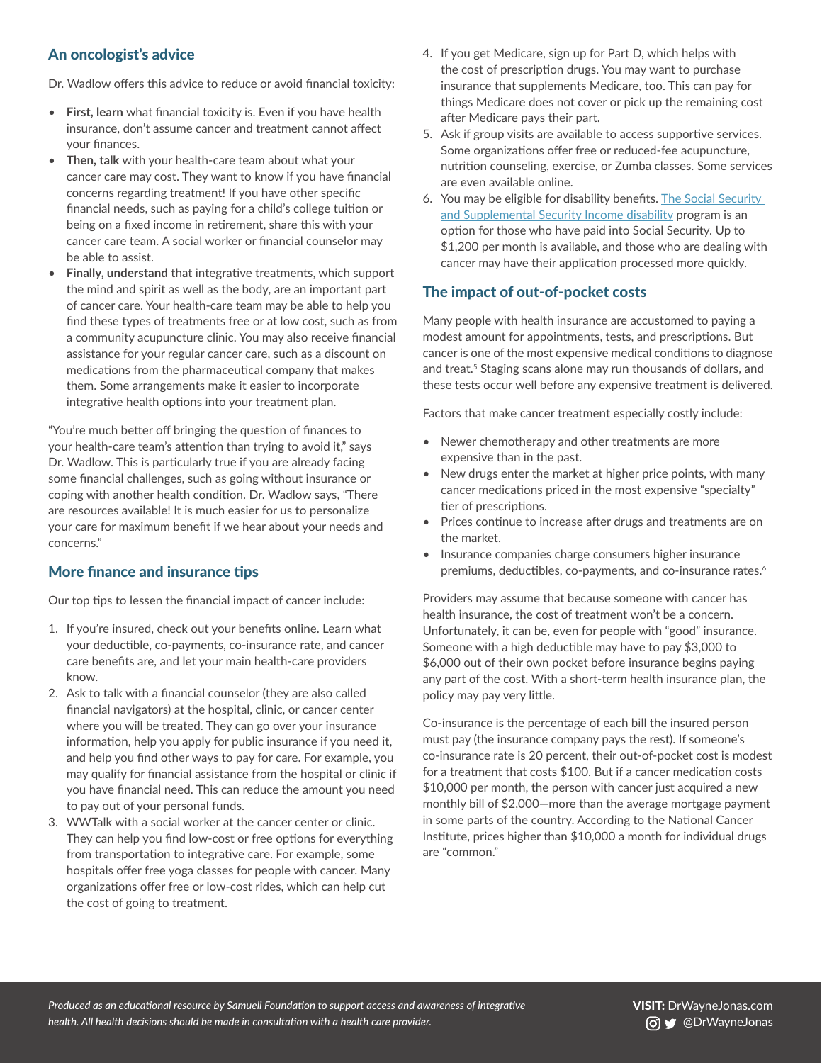## An oncologist's advice

Dr. Wadlow offers this advice to reduce or avoid financial toxicity:

- **First, learn** what financial toxicity is. Even if you have health insurance, don't assume cancer and treatment cannot affect your finances.
- **Then, talk** with your health-care team about what your cancer care may cost. They want to know if you have financial concerns regarding treatment! If you have other specific financial needs, such as paying for a child's college tuition or being on a fixed income in retirement, share this with your cancer care team. A social worker or financial counselor may be able to assist.
- **Finally, understand** that integrative treatments, which support the mind and spirit as well as the body, are an important part of cancer care. Your health-care team may be able to help you find these types of treatments free or at low cost, such as from a community acupuncture clinic. You may also receive financial assistance for your regular cancer care, such as a discount on medications from the pharmaceutical company that makes them. Some arrangements make it easier to incorporate integrative health options into your treatment plan.

"You're much better off bringing the question of finances to your health-care team's attention than trying to avoid it," says Dr. Wadlow. This is particularly true if you are already facing some financial challenges, such as going without insurance or coping with another health condition. Dr. Wadlow says, "There are resources available! It is much easier for us to personalize your care for maximum benefit if we hear about your needs and concerns."

## More finance and insurance tips

Our top tips to lessen the financial impact of cancer include:

1. If you're insured, check out your benefits online. Learn what your deductible, co-payments, co-insurance rate, and cancer care benefits are, and let your main health-care providers know.
2. Ask to talk with a financial counselor (they are also called financial navigators) at the hospital, clinic, or cancer center where you will be treated. They can go over your insurance information, help you apply for public insurance if you need it, and help you find other ways to pay for care. For example, you may qualify for financial assistance from the hospital or clinic if you have financial need. This can reduce the amount you need to pay out of your personal funds.
3. WWTalk with a social worker at the cancer center or clinic. They can help you find low-cost or free options for everything from transportation to integrative care. For example, some hospitals offer free yoga classes for people with cancer. Many organizations offer free or low-cost rides, which can help cut the cost of going to treatment.
4. If you get Medicare, sign up for Part D, which helps with the cost of prescription drugs. You may want to purchase insurance that supplements Medicare, too. This can pay for things Medicare does not cover or pick up the remaining cost after Medicare pays their part.
5. Ask if group visits are available to access supportive services. Some organizations offer free or reduced-fee acupuncture, nutrition counseling, exercise, or Zumba classes. Some services are even available online.
6. You may be eligible for disability benefits. The Social Security and Supplemental Security Income disability program is an option for those who have paid into Social Security. Up to $1,200 per month is available, and those who are dealing with cancer may have their application processed more quickly.

## The impact of out-of-pocket costs

Many people with health insurance are accustomed to paying a modest amount for appointments, tests, and prescriptions. But cancer is one of the most expensive medical conditions to diagnose and treat.[5] Staging scans alone may run thousands of dollars, and these tests occur well before any expensive treatment is delivered.

Factors that make cancer treatment especially costly include:

- Newer chemotherapy and other treatments are more expensive than in the past.
- New drugs enter the market at higher price points, with many cancer medications priced in the most expensive "specialty" tier of prescriptions.
- Prices continue to increase after drugs and treatments are on the market.
- Insurance companies charge consumers higher insurance premiums, deductibles, co-payments, and co-insurance rates.[6]

Providers may assume that because someone with cancer has health insurance, the cost of treatment won't be a concern. Unfortunately, it can be, even for people with "good" insurance. Someone with a high deductible may have to pay $3,000 to $6,000 out of their own pocket before insurance begins paying any part of the cost. With a short-term health insurance plan, the policy may pay very little.

Co-insurance is the percentage of each bill the insured person must pay (the insurance company pays the rest). If someone's co-insurance rate is 20 percent, their out-of-pocket cost is modest for a treatment that costs $100. But if a cancer medication costs $10,000 per month, the person with cancer just acquired a new monthly bill of $2,000—more than the average mortgage payment in some parts of the country. According to the National Cancer Institute, prices higher than $10,000 a month for individual drugs are "common."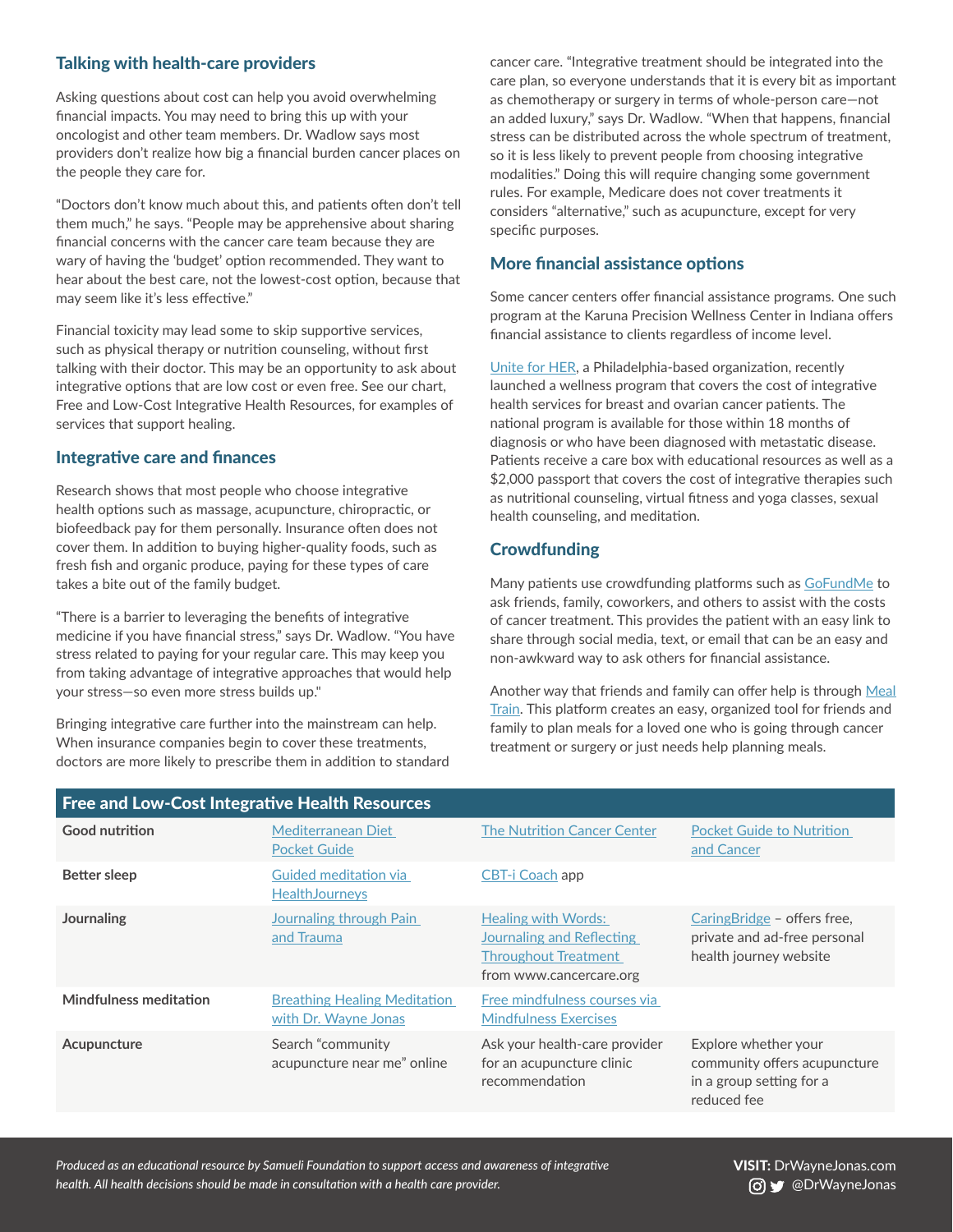## Talking with health-care providers

Asking questions about cost can help you avoid overwhelming financial impacts. You may need to bring this up with your oncologist and other team members. Dr. Wadlow says most providers don't realize how big a financial burden cancer places on the people they care for.

"Doctors don't know much about this, and patients often don't tell them much," he says. "People may be apprehensive about sharing financial concerns with the cancer care team because they are wary of having the 'budget' option recommended. They want to hear about the best care, not the lowest-cost option, because that may seem like it's less effective."

Financial toxicity may lead some to skip supportive services, such as physical therapy or nutrition counseling, without first talking with their doctor. This may be an opportunity to ask about integrative options that are low cost or even free. See our chart, Free and Low-Cost Integrative Health Resources, for examples of services that support healing.

## Integrative care and finances

Research shows that most people who choose integrative health options such as massage, acupuncture, chiropractic, or biofeedback pay for them personally. Insurance often does not cover them. In addition to buying higher-quality foods, such as fresh fish and organic produce, paying for these types of care takes a bite out of the family budget.

"There is a barrier to leveraging the benefits of integrative medicine if you have financial stress," says Dr. Wadlow. "You have stress related to paying for your regular care. This may keep you from taking advantage of integrative approaches that would help your stress—so even more stress builds up."

Bringing integrative care further into the mainstream can help. When insurance companies begin to cover these treatments, doctors are more likely to prescribe them in addition to standard cancer care. "Integrative treatment should be integrated into the care plan, so everyone understands that it is every bit as important as chemotherapy or surgery in terms of whole-person care—not an added luxury," says Dr. Wadlow. "When that happens, financial stress can be distributed across the whole spectrum of treatment, so it is less likely to prevent people from choosing integrative modalities." Doing this will require changing some government rules. For example, Medicare does not cover treatments it considers "alternative," such as acupuncture, except for very specific purposes.

## More financial assistance options

Some cancer centers offer financial assistance programs. One such program at the Karuna Precision Wellness Center in Indiana offers financial assistance to clients regardless of income level.

Unite for HER, a Philadelphia-based organization, recently launched a wellness program that covers the cost of integrative health services for breast and ovarian cancer patients. The national program is available for those within 18 months of diagnosis or who have been diagnosed with metastatic disease. Patients receive a care box with educational resources as well as a $2,000 passport that covers the cost of integrative therapies such as nutritional counseling, virtual fitness and yoga classes, sexual health counseling, and meditation.

## Crowdfunding

Many patients use crowdfunding platforms such as GoFundMe to ask friends, family, coworkers, and others to assist with the costs of cancer treatment. This provides the patient with an easy link to share through social media, text, or email that can be an easy and non-awkward way to ask others for financial assistance.

Another way that friends and family can offer help is through Meal Train. This platform creates an easy, organized tool for friends and family to plan meals for a loved one who is going through cancer treatment or surgery or just needs help planning meals.

| Free and Low-Cost Integrative Health Resources | | | |
|---|---|---|---|
| **Good nutrition** | Mediterranean Diet Pocket Guide | The Nutrition Cancer Center | Pocket Guide to Nutrition and Cancer |
| **Better sleep** | Guided meditation via HealthJourneys | CBT-i Coach app | |
| **Journaling** | Journaling through Pain and Trauma | Healing with Words: Journaling and Reflecting Throughout Treatment from www.cancercare.org | CaringBridge – offers free, private and ad-free personal health journey website |
| **Mindfulness meditation** | Breathing Healing Meditation with Dr. Wayne Jonas | Free mindfulness courses via Mindfulness Exercises | |
| **Acupuncture** | Search "community acupuncture near me" online | Ask your health-care provider for an acupuncture clinic recommendation | Explore whether your community offers acupuncture in a group setting for a reduced fee |

*Produced as an educational resource by Samueli Foundation to support access and awareness of integrative health. All health decisions should be made in consultation with a health care provider.*

**VISIT:** DrWayneJonas.com
@DrWayneJonas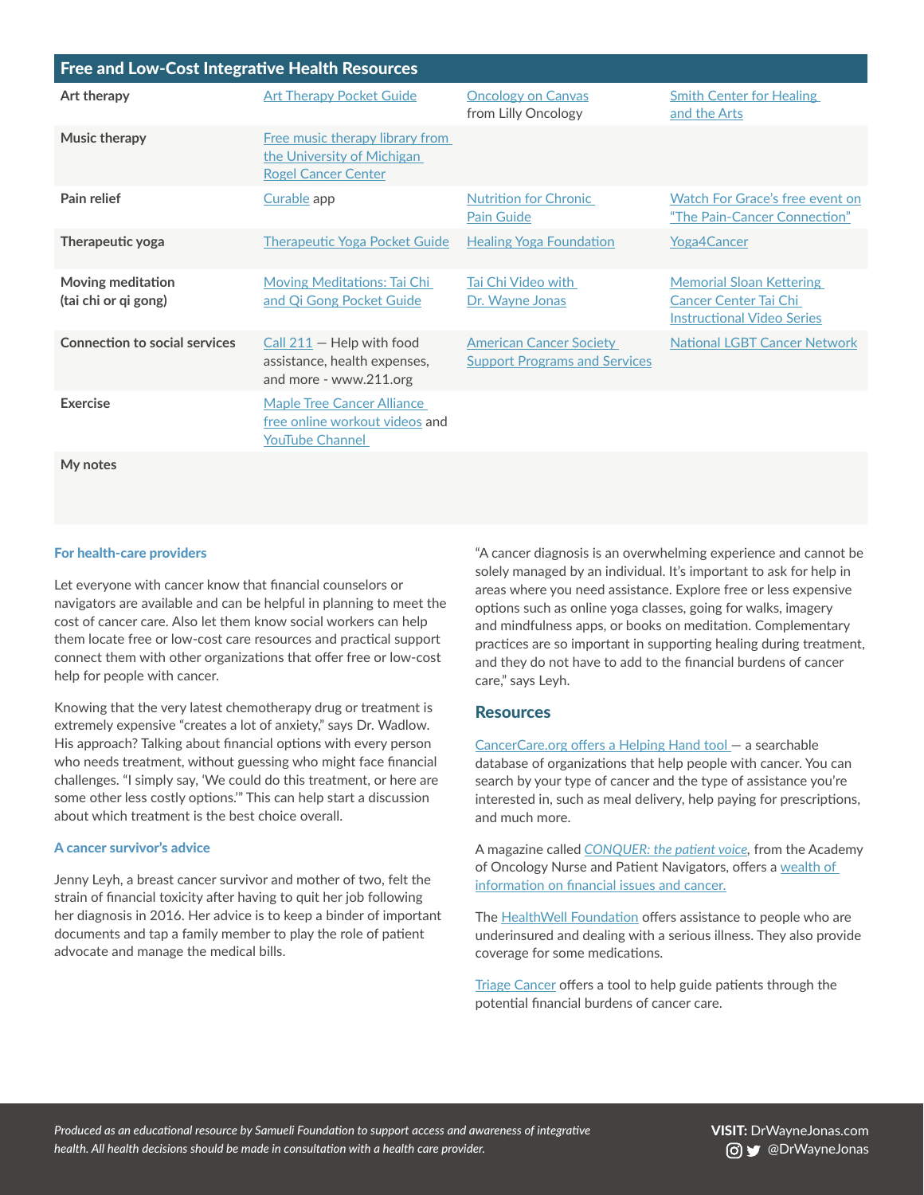## Free and Low-Cost Integrative Health Resources

| | | | |
|---|---|---|---|
| **Art therapy** | Art Therapy Pocket Guide | Oncology on Canvas from Lilly Oncology | Smith Center for Healing and the Arts |
| **Music therapy** | Free music therapy library from the University of Michigan Rogel Cancer Center | | |
| **Pain relief** | Curable app | Nutrition for Chronic Pain Guide | Watch For Grace's free event on "The Pain-Cancer Connection" |
| **Therapeutic yoga** | Therapeutic Yoga Pocket Guide | Healing Yoga Foundation | Yoga4Cancer |
| **Moving meditation (tai chi or qi gong)** | Moving Meditations: Tai Chi and Qi Gong Pocket Guide | Tai Chi Video with Dr. Wayne Jonas | Memorial Sloan Kettering Cancer Center Tai Chi Instructional Video Series |
| **Connection to social services** | Call 211 — Help with food assistance, health expenses, and more - www.211.org | American Cancer Society Support Programs and Services | National LGBT Cancer Network |
| **Exercise** | Maple Tree Cancer Alliance free online workout videos and YouTube Channel | | |
| **My notes** | | | |

### For health-care providers

Let everyone with cancer know that financial counselors or navigators are available and can be helpful in planning to meet the cost of cancer care. Also let them know social workers can help them locate free or low-cost care resources and practical support connect them with other organizations that offer free or low-cost help for people with cancer.

Knowing that the very latest chemotherapy drug or treatment is extremely expensive "creates a lot of anxiety," says Dr. Wadlow. His approach? Talking about financial options with every person who needs treatment, without guessing who might face financial challenges. "I simply say, 'We could do this treatment, or here are some other less costly options.'" This can help start a discussion about which treatment is the best choice overall.

### A cancer survivor's advice

Jenny Leyh, a breast cancer survivor and mother of two, felt the strain of financial toxicity after having to quit her job following her diagnosis in 2016. Her advice is to keep a binder of important documents and tap a family member to play the role of patient advocate and manage the medical bills.

"A cancer diagnosis is an overwhelming experience and cannot be solely managed by an individual. It's important to ask for help in areas where you need assistance. Explore free or less expensive options such as online yoga classes, going for walks, imagery and mindfulness apps, or books on meditation. Complementary practices are so important in supporting healing during treatment, and they do not have to add to the financial burdens of cancer care," says Leyh.

## Resources

CancerCare.org offers a Helping Hand tool — a searchable database of organizations that help people with cancer. You can search by your type of cancer and the type of assistance you're interested in, such as meal delivery, help paying for prescriptions, and much more.

A magazine called *CONQUER: the patient voice*, from the Academy of Oncology Nurse and Patient Navigators, offers a wealth of information on financial issues and cancer.

The HealthWell Foundation offers assistance to people who are underinsured and dealing with a serious illness. They also provide coverage for some medications.

Triage Cancer offers a tool to help guide patients through the potential financial burdens of cancer care.

*Produced as an educational resource by Samueli Foundation to support access and awareness of integrative health. All health decisions should be made in consultation with a health care provider.*

**VISIT:** DrWayneJonas.com
@DrWayneJonas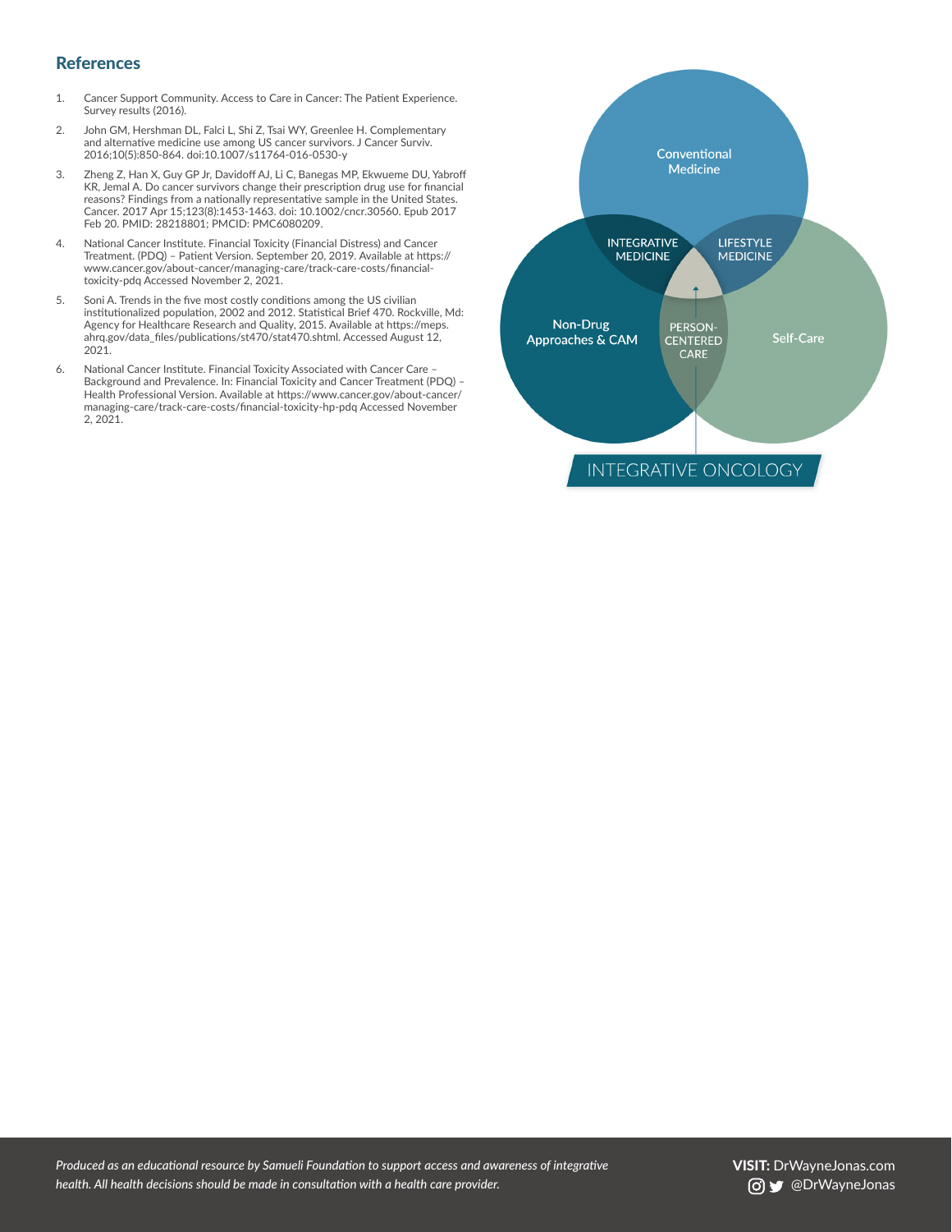## References

1. Cancer Support Community. Access to Care in Cancer: The Patient Experience. Survey results (2016).
2. John GM, Hershman DL, Falci L, Shi Z, Tsai WY, Greenlee H. Complementary and alternative medicine use among US cancer survivors. J Cancer Surviv. 2016;10(5):850-864. doi:10.1007/s11764-016-0530-y
3. Zheng Z, Han X, Guy GP Jr, Davidoff AJ, Li C, Banegas MP, Ekwueme DU, Yabroff KR, Jemal A. Do cancer survivors change their prescription drug use for financial reasons? Findings from a nationally representative sample in the United States. Cancer. 2017 Apr 15;123(8):1453-1463. doi: 10.1002/cncr.30560. Epub 2017 Feb 20. PMID: 28218801; PMCID: PMC6080209.
4. National Cancer Institute. Financial Toxicity (Financial Distress) and Cancer Treatment. (PDQ) – Patient Version. September 20, 2019. Available at https://www.cancer.gov/about-cancer/managing-care/track-care-costs/financial-toxicity-pdq Accessed November 2, 2021.
5. Soni A. Trends in the five most costly conditions among the US civilian institutionalized population, 2002 and 2012. Statistical Brief 470. Rockville, Md: Agency for Healthcare Research and Quality, 2015. Available at https://meps.ahrq.gov/data_files/publications/st470/stat470.shtml. Accessed August 12, 2021.
6. National Cancer Institute. Financial Toxicity Associated with Cancer Care – Background and Prevalence. In: Financial Toxicity and Cancer Treatment (PDQ) – Health Professional Version. Available at https://www.cancer.gov/about-cancer/managing-care/track-care-costs/financial-toxicity-hp-pdq Accessed November 2, 2021.

Conventional Medicine

INTEGRATIVE MEDICINE

LIFESTYLE MEDICINE

Non-Drug Approaches & CAM

PERSON-CENTERED CARE

Self-Care

INTEGRATIVE ONCOLOGY

*Produced as an educational resource by Samueli Foundation to support access and awareness of integrative health. All health decisions should be made in consultation with a health care provider.*

**VISIT:** DrWayneJonas.com
@DrWayneJonas